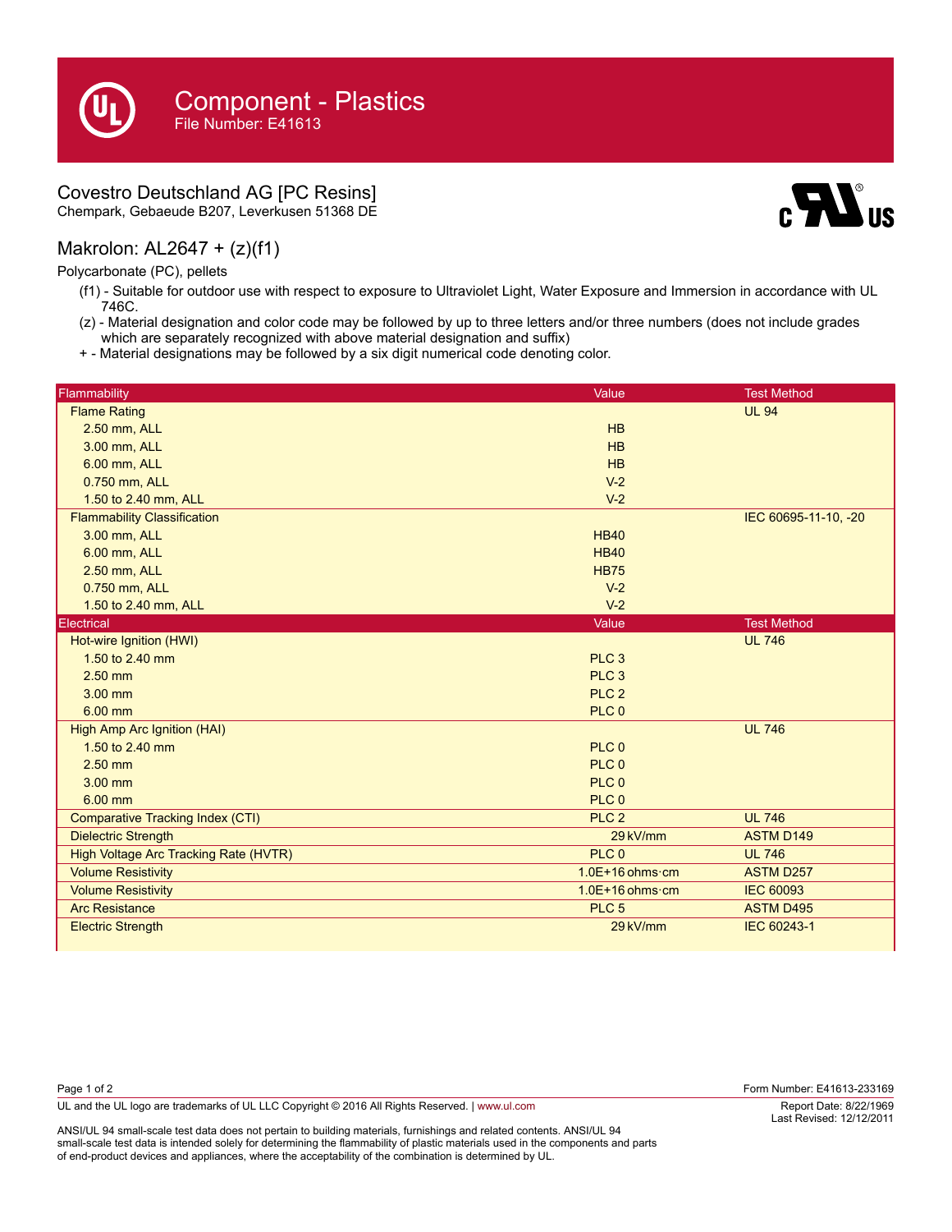# Component - Plastics

File Number: E41613

## Covestro Deutschland AG [PC Resins]

Chempark, Gebaeude B207, Leverkusen 51368 DE

## Makrolon: AL2647 + (z)(f1)

Polycarbonate (PC), pellets

- (f1) - Suitable for outdoor use with respect to exposure to Ultraviolet Light, Water Exposure and Immersion in accordance with UL 746C.
- (z) - Material designation and color code may be followed by up to three letters and/or three numbers (does not include grades which are separately recognized with above material designation and suffix)
- \+ - Material designations may be followed by a six digit numerical code denoting color.

| Flammability | Value | Test Method |
|---|---|---|
| Flame Rating | | UL 94 |
| 2.50 mm, ALL | HB | |
| 3.00 mm, ALL | HB | |
| 6.00 mm, ALL | HB | |
| 0.750 mm, ALL | V-2 | |
| 1.50 to 2.40 mm, ALL | V-2 | |
| Flammability Classification | | IEC 60695-11-10, -20 |
| 3.00 mm, ALL | HB40 | |
| 6.00 mm, ALL | HB40 | |
| 2.50 mm, ALL | HB75 | |
| 0.750 mm, ALL | V-2 | |
| 1.50 to 2.40 mm, ALL | V-2 | |

| Electrical | Value | Test Method |
|---|---|---|
| Hot-wire Ignition (HWI) | | UL 746 |
| 1.50 to 2.40 mm | PLC 3 | |
| 2.50 mm | PLC 3 | |
| 3.00 mm | PLC 2 | |
| 6.00 mm | PLC 0 | |
| High Amp Arc Ignition (HAI) | | UL 746 |
| 1.50 to 2.40 mm | PLC 0 | |
| 2.50 mm | PLC 0 | |
| 3.00 mm | PLC 0 | |
| 6.00 mm | PLC 0 | |
| Comparative Tracking Index (CTI) | PLC 2 | UL 746 |
| Dielectric Strength | 29 kV/mm | ASTM D149 |
| High Voltage Arc Tracking Rate (HVTR) | PLC 0 | UL 746 |
| Volume Resistivity | 1.0E+16 ohms·cm | ASTM D257 |
| Volume Resistivity | 1.0E+16 ohms·cm | IEC 60093 |
| Arc Resistance | PLC 5 | ASTM D495 |
| Electric Strength | 29 kV/mm | IEC 60243-1 |

Form Number: E41613-233169

UL and the UL logo are trademarks of UL LLC Copyright © 2016 All Rights Reserved. | www.ul.com

Report Date: 8/22/1969
Last Revised: 12/12/2011

ANSI/UL 94 small-scale test data does not pertain to building materials, furnishings and related contents. ANSI/UL 94 small-scale test data is intended solely for determining the flammability of plastic materials used in the components and parts of end-product devices and appliances, where the acceptability of the combination is determined by UL.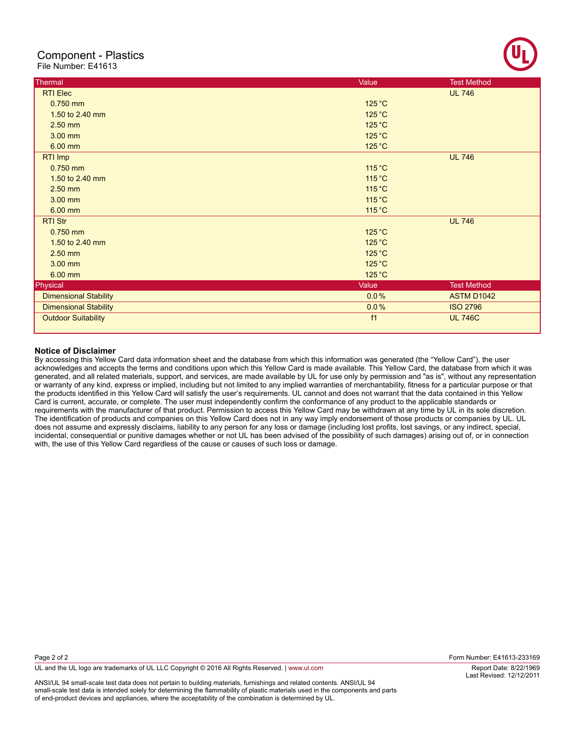# Component - Plastics

File Number: E41613

| Thermal | Value | Test Method |
|---|---|---|
| RTI Elec | | UL 746 |
| 0.750 mm | 125 °C | |
| 1.50 to 2.40 mm | 125 °C | |
| 2.50 mm | 125 °C | |
| 3.00 mm | 125 °C | |
| 6.00 mm | 125 °C | |
| RTI Imp | | UL 746 |
| 0.750 mm | 115 °C | |
| 1.50 to 2.40 mm | 115 °C | |
| 2.50 mm | 115 °C | |
| 3.00 mm | 115 °C | |
| 6.00 mm | 115 °C | |
| RTI Str | | UL 746 |
| 0.750 mm | 125 °C | |
| 1.50 to 2.40 mm | 125 °C | |
| 2.50 mm | 125 °C | |
| 3.00 mm | 125 °C | |
| 6.00 mm | 125 °C | |

| Physical | Value | Test Method |
|---|---|---|
| Dimensional Stability | 0.0 % | ASTM D1042 |
| Dimensional Stability | 0.0 % | ISO 2796 |
| Outdoor Suitability | f1 | UL 746C |

**Notice of Disclaimer**

By accessing this Yellow Card data information sheet and the database from which this information was generated (the “Yellow Card”), the user acknowledges and accepts the terms and conditions upon which this Yellow Card is made available. This Yellow Card, the database from which it was generated, and all related materials, support, and services, are made available by UL for use only by permission and "as is", without any representation or warranty of any kind, express or implied, including but not limited to any implied warranties of merchantability, fitness for a particular purpose or that the products identified in this Yellow Card will satisfy the user’s requirements. UL cannot and does not warrant that the data contained in this Yellow Card is current, accurate, or complete. The user must independently confirm the conformance of any product to the applicable standards or requirements with the manufacturer of that product. Permission to access this Yellow Card may be withdrawn at any time by UL in its sole discretion. The identification of products and companies on this Yellow Card does not in any way imply endorsement of those products or companies by UL. UL does not assume and expressly disclaims, liability to any person for any loss or damage (including lost profits, lost savings, or any indirect, special, incidental, consequential or punitive damages whether or not UL has been advised of the possibility of such damages) arising out of, or in connection with, the use of this Yellow Card regardless of the cause or causes of such loss or damage.

Form Number: E41613-233169

UL and the UL logo are trademarks of UL LLC Copyright © 2016 All Rights Reserved. | www.ul.com

Report Date: 8/22/1969
Last Revised: 12/12/2011

ANSI/UL 94 small-scale test data does not pertain to building materials, furnishings and related contents. ANSI/UL 94 small-scale test data is intended solely for determining the flammability of plastic materials used in the components and parts of end-product devices and appliances, where the acceptability of the combination is determined by UL.